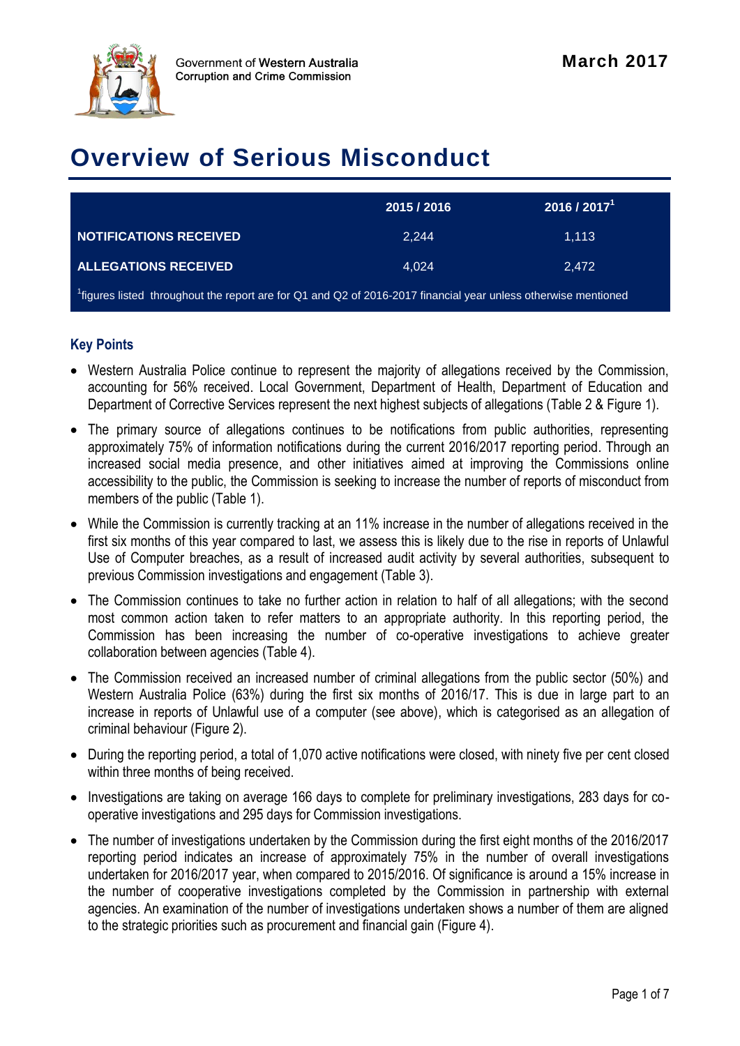Government of Western Australia
Corruption and Crime Commission

March 2017

# Overview of Serious Misconduct

| | 2015 / 2016 | 2016 / 2017[1] |
|---|---|---|
| **NOTIFICATIONS RECEIVED** | 2,244 | 1,113 |
| **ALLEGATIONS RECEIVED** | 4,024 | 2,472 |

[1]figures listed throughout the report are for Q1 and Q2 of 2016-2017 financial year unless otherwise mentioned

## Key Points

- Western Australia Police continue to represent the majority of allegations received by the Commission, accounting for 56% received. Local Government, Department of Health, Department of Education and Department of Corrective Services represent the next highest subjects of allegations (Table 2 & Figure 1).
- The primary source of allegations continues to be notifications from public authorities, representing approximately 75% of information notifications during the current 2016/2017 reporting period. Through an increased social media presence, and other initiatives aimed at improving the Commissions online accessibility to the public, the Commission is seeking to increase the number of reports of misconduct from members of the public (Table 1).
- While the Commission is currently tracking at an 11% increase in the number of allegations received in the first six months of this year compared to last, we assess this is likely due to the rise in reports of Unlawful Use of Computer breaches, as a result of increased audit activity by several authorities, subsequent to previous Commission investigations and engagement (Table 3).
- The Commission continues to take no further action in relation to half of all allegations; with the second most common action taken to refer matters to an appropriate authority. In this reporting period, the Commission has been increasing the number of co-operative investigations to achieve greater collaboration between agencies (Table 4).
- The Commission received an increased number of criminal allegations from the public sector (50%) and Western Australia Police (63%) during the first six months of 2016/17. This is due in large part to an increase in reports of Unlawful use of a computer (see above), which is categorised as an allegation of criminal behaviour (Figure 2).
- During the reporting period, a total of 1,070 active notifications were closed, with ninety five per cent closed within three months of being received.
- Investigations are taking on average 166 days to complete for preliminary investigations, 283 days for co-operative investigations and 295 days for Commission investigations.
- The number of investigations undertaken by the Commission during the first eight months of the 2016/2017 reporting period indicates an increase of approximately 75% in the number of overall investigations undertaken for 2016/2017 year, when compared to 2015/2016. Of significance is around a 15% increase in the number of cooperative investigations completed by the Commission in partnership with external agencies. An examination of the number of investigations undertaken shows a number of them are aligned to the strategic priorities such as procurement and financial gain (Figure 4).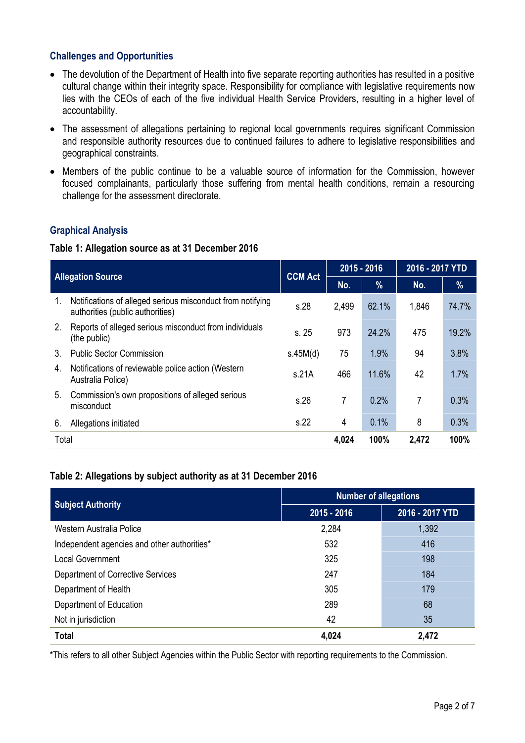## Challenges and Opportunities

- The devolution of the Department of Health into five separate reporting authorities has resulted in a positive cultural change within their integrity space. Responsibility for compliance with legislative requirements now lies with the CEOs of each of the five individual Health Service Providers, resulting in a higher level of accountability.
- The assessment of allegations pertaining to regional local governments requires significant Commission and responsible authority resources due to continued failures to adhere to legislative responsibilities and geographical constraints.
- Members of the public continue to be a valuable source of information for the Commission, however focused complainants, particularly those suffering from mental health conditions, remain a resourcing challenge for the assessment directorate.

## Graphical Analysis

**Table 1: Allegation source as at 31 December 2016**

| Allegation Source | CCM Act | 2015 - 2016 | | 2016 - 2017 YTD | |
|---|---|---|---|---|---|
| | | No. | % | No. | % |
| 1. Notifications of alleged serious misconduct from notifying authorities (public authorities) | s.28 | 2,499 | 62.1% | 1,846 | 74.7% |
| 2. Reports of alleged serious misconduct from individuals (the public) | s. 25 | 973 | 24.2% | 475 | 19.2% |
| 3. Public Sector Commission | s.45M(d) | 75 | 1.9% | 94 | 3.8% |
| 4. Notifications of reviewable police action (Western Australia Police) | s.21A | 466 | 11.6% | 42 | 1.7% |
| 5. Commission's own propositions of alleged serious misconduct | s.26 | 7 | 0.2% | 7 | 0.3% |
| 6. Allegations initiated | s.22 | 4 | 0.1% | 8 | 0.3% |
| Total | | **4,024** | **100%** | **2,472** | **100%** |

**Table 2: Allegations by subject authority as at 31 December 2016**

| Subject Authority | Number of allegations | |
|---|---|---|
| | 2015 - 2016 | 2016 - 2017 YTD |
| Western Australia Police | 2,284 | 1,392 |
| Independent agencies and other authorities* | 532 | 416 |
| Local Government | 325 | 198 |
| Department of Corrective Services | 247 | 184 |
| Department of Health | 305 | 179 |
| Department of Education | 289 | 68 |
| Not in jurisdiction | 42 | 35 |
| **Total** | **4,024** | **2,472** |

*This refers to all other Subject Agencies within the Public Sector with reporting requirements to the Commission.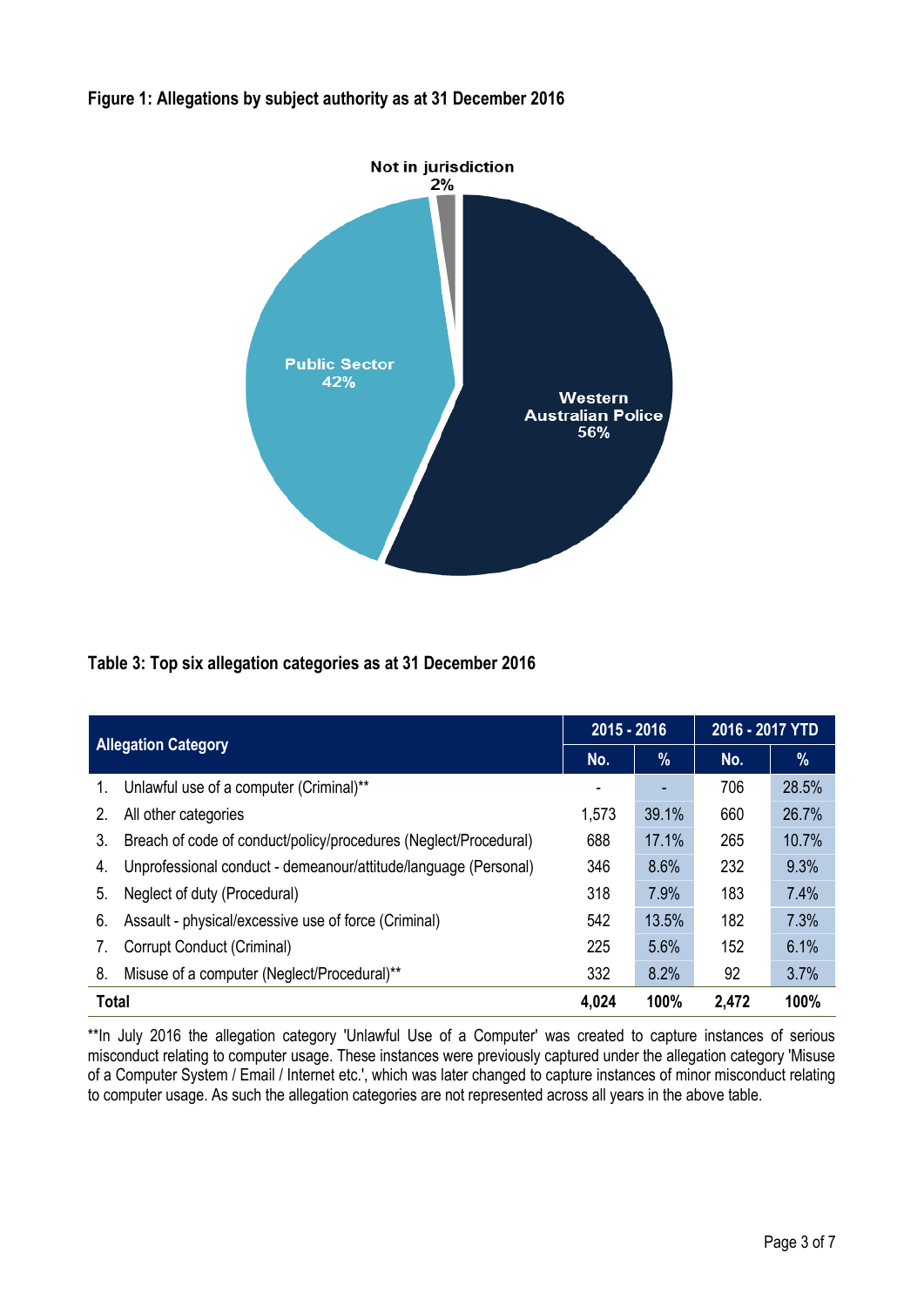**Figure 1: Allegations by subject authority as at 31 December 2016**

Not in jurisdiction 2%

Public Sector 42%

Western Australian Police 56%

**Table 3: Top six allegation categories as at 31 December 2016**

| Allegation Category | 2015 - 2016 | | 2016 - 2017 YTD | |
|---|---|---|---|---|
| | No. | % | No. | % |
| 1. Unlawful use of a computer (Criminal)** | - | - | 706 | 28.5% |
| 2. All other categories | 1,573 | 39.1% | 660 | 26.7% |
| 3. Breach of code of conduct/policy/procedures (Neglect/Procedural) | 688 | 17.1% | 265 | 10.7% |
| 4. Unprofessional conduct - demeanour/attitude/language (Personal) | 346 | 8.6% | 232 | 9.3% |
| 5. Neglect of duty (Procedural) | 318 | 7.9% | 183 | 7.4% |
| 6. Assault - physical/excessive use of force (Criminal) | 542 | 13.5% | 182 | 7.3% |
| 7. Corrupt Conduct (Criminal) | 225 | 5.6% | 152 | 6.1% |
| 8. Misuse of a computer (Neglect/Procedural)** | 332 | 8.2% | 92 | 3.7% |
| **Total** | **4,024** | **100%** | **2,472** | **100%** |

**In July 2016 the allegation category 'Unlawful Use of a Computer' was created to capture instances of serious misconduct relating to computer usage. These instances were previously captured under the allegation category 'Misuse of a Computer System / Email / Internet etc.', which was later changed to capture instances of minor misconduct relating to computer usage. As such the allegation categories are not represented across all years in the above table.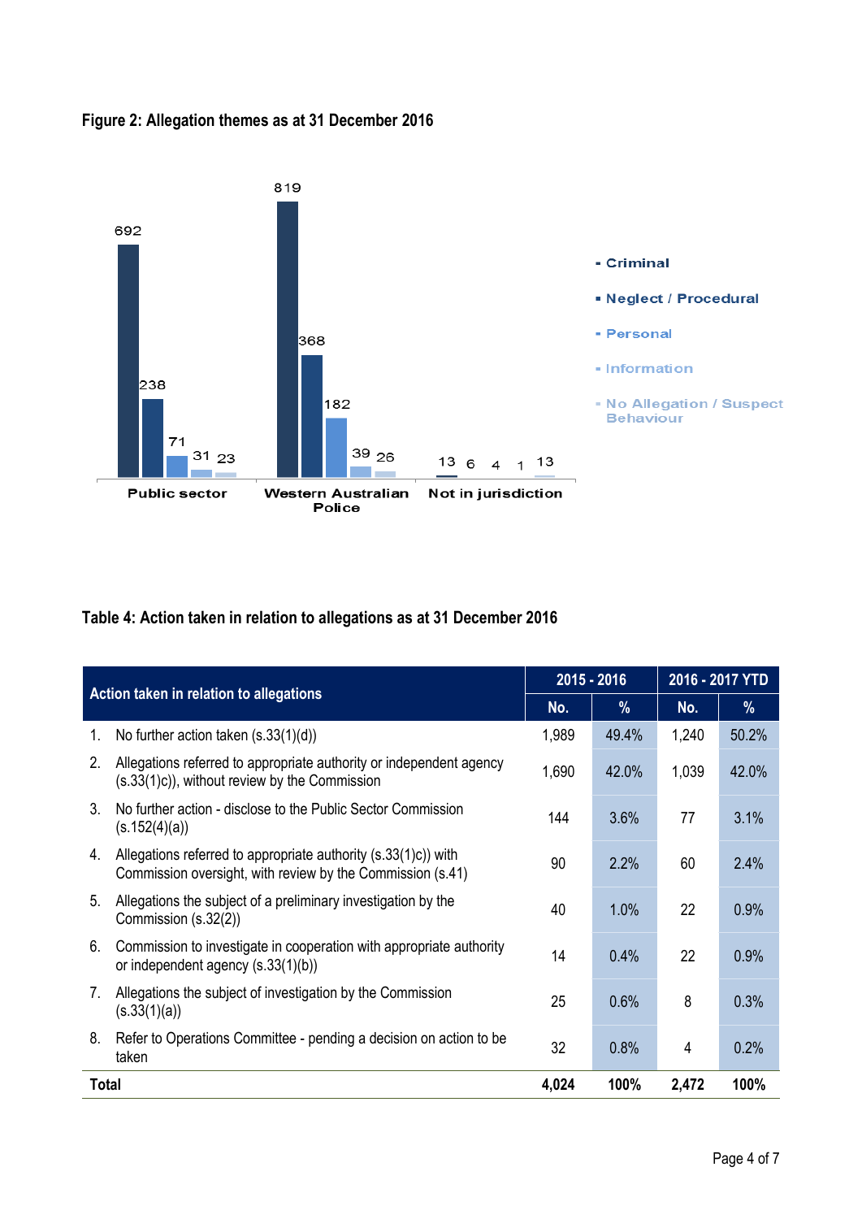**Figure 2: Allegation themes as at 31 December 2016**

| | Criminal | Neglect / Procedural | Personal | Information | No Allegation / Suspect Behaviour |
|---|---|---|---|---|---|
| Public sector | 692 | 238 | 71 | 31 | 23 |
| Western Australian Police | 819 | 368 | 182 | 39 | 26 |
| Not in jurisdiction | 13 | 6 | 4 | 1 | 13 |

**Table 4: Action taken in relation to allegations as at 31 December 2016**

| Action taken in relation to allegations | 2015 - 2016 | | 2016 - 2017 YTD | |
|---|---|---|---|---|
| | No. | % | No. | % |
| 1. No further action taken (s.33(1)(d)) | 1,989 | 49.4% | 1,240 | 50.2% |
| 2. Allegations referred to appropriate authority or independent agency (s.33(1)c)), without review by the Commission | 1,690 | 42.0% | 1,039 | 42.0% |
| 3. No further action - disclose to the Public Sector Commission (s.152(4)(a)) | 144 | 3.6% | 77 | 3.1% |
| 4. Allegations referred to appropriate authority (s.33(1)c)) with Commission oversight, with review by the Commission (s.41) | 90 | 2.2% | 60 | 2.4% |
| 5. Allegations the subject of a preliminary investigation by the Commission (s.32(2)) | 40 | 1.0% | 22 | 0.9% |
| 6. Commission to investigate in cooperation with appropriate authority or independent agency (s.33(1)(b)) | 14 | 0.4% | 22 | 0.9% |
| 7. Allegations the subject of investigation by the Commission (s.33(1)(a)) | 25 | 0.6% | 8 | 0.3% |
| 8. Refer to Operations Committee - pending a decision on action to be taken | 32 | 0.8% | 4 | 0.2% |
| **Total** | **4,024** | **100%** | **2,472** | **100%** |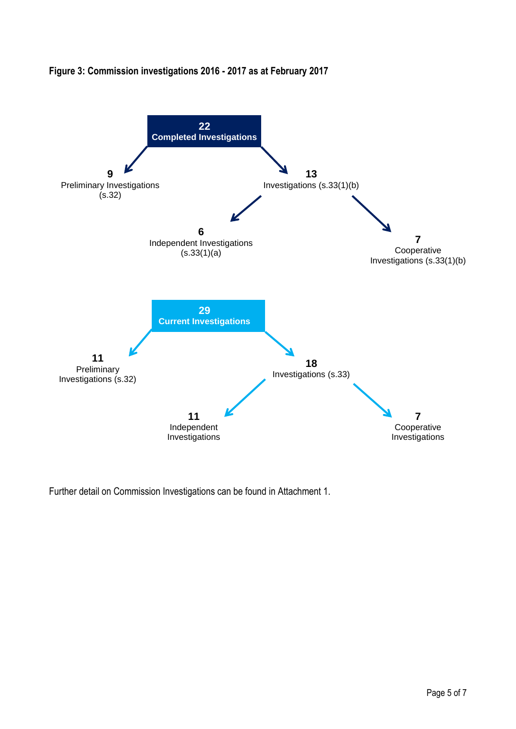**Figure 3: Commission investigations 2016 - 2017 as at February 2017**

**22**
**Completed Investigations**

- **9** Preliminary Investigations (s.32)
- **13** Investigations (s.33(1)(b)
  - **6** Independent Investigations (s.33(1)(a)
  - **7** Cooperative Investigations (s.33(1)(b)

**29**
**Current Investigations**

- **11** Preliminary Investigations (s.32)
- **18** Investigations (s.33)
  - **11** Independent Investigations
  - **7** Cooperative Investigations

Further detail on Commission Investigations can be found in Attachment 1.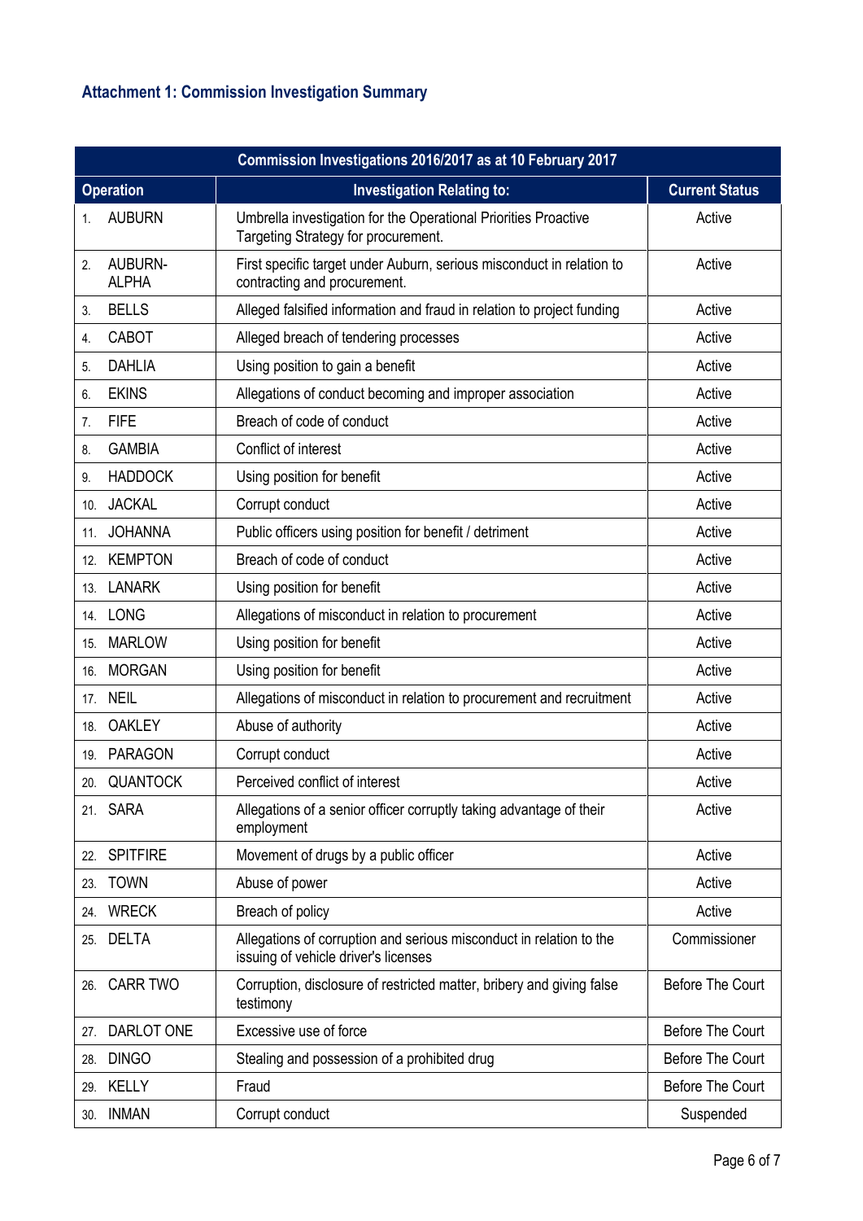### Attachment 1: Commission Investigation Summary

| Commission Investigations 2016/2017 as at 10 February 2017 | | |
|---|---|---|
| **Operation** | **Investigation Relating to:** | **Current Status** |
| 1. AUBURN | Umbrella investigation for the Operational Priorities Proactive Targeting Strategy for procurement. | Active |
| 2. AUBURN-ALPHA | First specific target under Auburn, serious misconduct in relation to contracting and procurement. | Active |
| 3. BELLS | Alleged falsified information and fraud in relation to project funding | Active |
| 4. CABOT | Alleged breach of tendering processes | Active |
| 5. DAHLIA | Using position to gain a benefit | Active |
| 6. EKINS | Allegations of conduct becoming and improper association | Active |
| 7. FIFE | Breach of code of conduct | Active |
| 8. GAMBIA | Conflict of interest | Active |
| 9. HADDOCK | Using position for benefit | Active |
| 10. JACKAL | Corrupt conduct | Active |
| 11. JOHANNA | Public officers using position for benefit / detriment | Active |
| 12. KEMPTON | Breach of code of conduct | Active |
| 13. LANARK | Using position for benefit | Active |
| 14. LONG | Allegations of misconduct in relation to procurement | Active |
| 15. MARLOW | Using position for benefit | Active |
| 16. MORGAN | Using position for benefit | Active |
| 17. NEIL | Allegations of misconduct in relation to procurement and recruitment | Active |
| 18. OAKLEY | Abuse of authority | Active |
| 19. PARAGON | Corrupt conduct | Active |
| 20. QUANTOCK | Perceived conflict of interest | Active |
| 21. SARA | Allegations of a senior officer corruptly taking advantage of their employment | Active |
| 22. SPITFIRE | Movement of drugs by a public officer | Active |
| 23. TOWN | Abuse of power | Active |
| 24. WRECK | Breach of policy | Active |
| 25. DELTA | Allegations of corruption and serious misconduct in relation to the issuing of vehicle driver's licenses | Commissioner |
| 26. CARR TWO | Corruption, disclosure of restricted matter, bribery and giving false testimony | Before The Court |
| 27. DARLOT ONE | Excessive use of force | Before The Court |
| 28. DINGO | Stealing and possession of a prohibited drug | Before The Court |
| 29. KELLY | Fraud | Before The Court |
| 30. INMAN | Corrupt conduct | Suspended |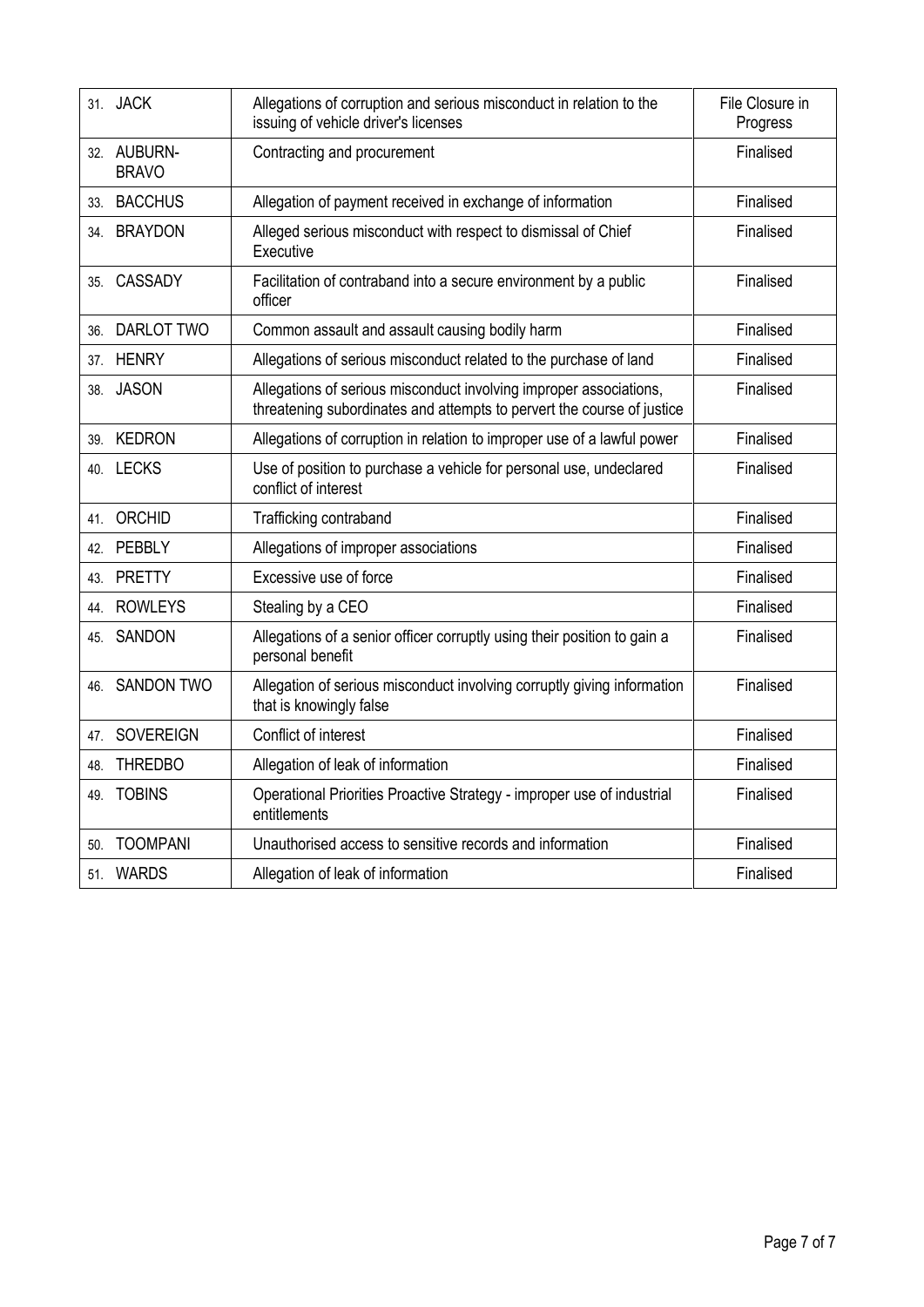| | | |
|---|---|---|
| 31. JACK | Allegations of corruption and serious misconduct in relation to the issuing of vehicle driver's licenses | File Closure in Progress |
| 32. AUBURN-BRAVO | Contracting and procurement | Finalised |
| 33. BACCHUS | Allegation of payment received in exchange of information | Finalised |
| 34. BRAYDON | Alleged serious misconduct with respect to dismissal of Chief Executive | Finalised |
| 35. CASSADY | Facilitation of contraband into a secure environment by a public officer | Finalised |
| 36. DARLOT TWO | Common assault and assault causing bodily harm | Finalised |
| 37. HENRY | Allegations of serious misconduct related to the purchase of land | Finalised |
| 38. JASON | Allegations of serious misconduct involving improper associations, threatening subordinates and attempts to pervert the course of justice | Finalised |
| 39. KEDRON | Allegations of corruption in relation to improper use of a lawful power | Finalised |
| 40. LECKS | Use of position to purchase a vehicle for personal use, undeclared conflict of interest | Finalised |
| 41. ORCHID | Trafficking contraband | Finalised |
| 42. PEBBLY | Allegations of improper associations | Finalised |
| 43. PRETTY | Excessive use of force | Finalised |
| 44. ROWLEYS | Stealing by a CEO | Finalised |
| 45. SANDON | Allegations of a senior officer corruptly using their position to gain a personal benefit | Finalised |
| 46. SANDON TWO | Allegation of serious misconduct involving corruptly giving information that is knowingly false | Finalised |
| 47. SOVEREIGN | Conflict of interest | Finalised |
| 48. THREDBO | Allegation of leak of information | Finalised |
| 49. TOBINS | Operational Priorities Proactive Strategy - improper use of industrial entitlements | Finalised |
| 50. TOOMPANI | Unauthorised access to sensitive records and information | Finalised |
| 51. WARDS | Allegation of leak of information | Finalised |